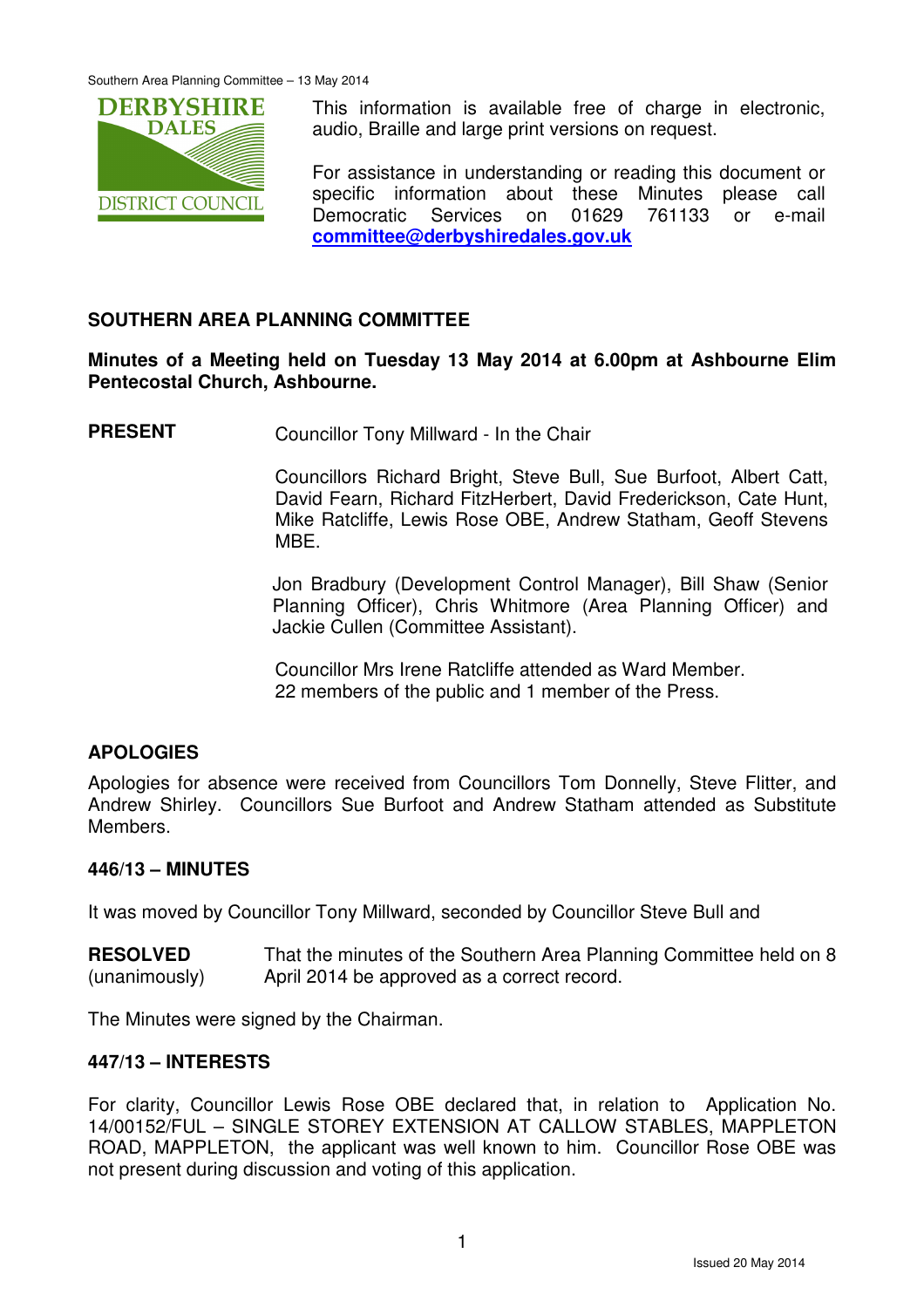This information is available free of charge in electronic, audio, Braille and large print versions on request.

For assistance in understanding or reading this document or specific information about these Minutes please call Democratic Services on 01629 761133 or e-mail **committee@derbyshiredales.gov.uk**

## SOUTHERN AREA PLANNING COMMITTEE

**Minutes of a Meeting held on Tuesday 13 May 2014 at 6.00pm at Ashbourne Elim Pentecostal Church, Ashbourne.**

**PRESENT**

Councillor Tony Millward - In the Chair

Councillors Richard Bright, Steve Bull, Sue Burfoot, Albert Catt, David Fearn, Richard FitzHerbert, David Frederickson, Cate Hunt, Mike Ratcliffe, Lewis Rose OBE, Andrew Statham, Geoff Stevens MBE.

Jon Bradbury (Development Control Manager), Bill Shaw (Senior Planning Officer), Chris Whitmore (Area Planning Officer) and Jackie Cullen (Committee Assistant).

Councillor Mrs Irene Ratcliffe attended as Ward Member.
22 members of the public and 1 member of the Press.

### APOLOGIES

Apologies for absence were received from Councillors Tom Donnelly, Steve Flitter, and Andrew Shirley. Councillors Sue Burfoot and Andrew Statham attended as Substitute Members.

### 446/13 – MINUTES

It was moved by Councillor Tony Millward, seconded by Councillor Steve Bull and

**RESOLVED** (unanimously) That the minutes of the Southern Area Planning Committee held on 8 April 2014 be approved as a correct record.

The Minutes were signed by the Chairman.

### 447/13 – INTERESTS

For clarity, Councillor Lewis Rose OBE declared that, in relation to Application No. 14/00152/FUL – SINGLE STOREY EXTENSION AT CALLOW STABLES, MAPPLETON ROAD, MAPPLETON, the applicant was well known to him. Councillor Rose OBE was not present during discussion and voting of this application.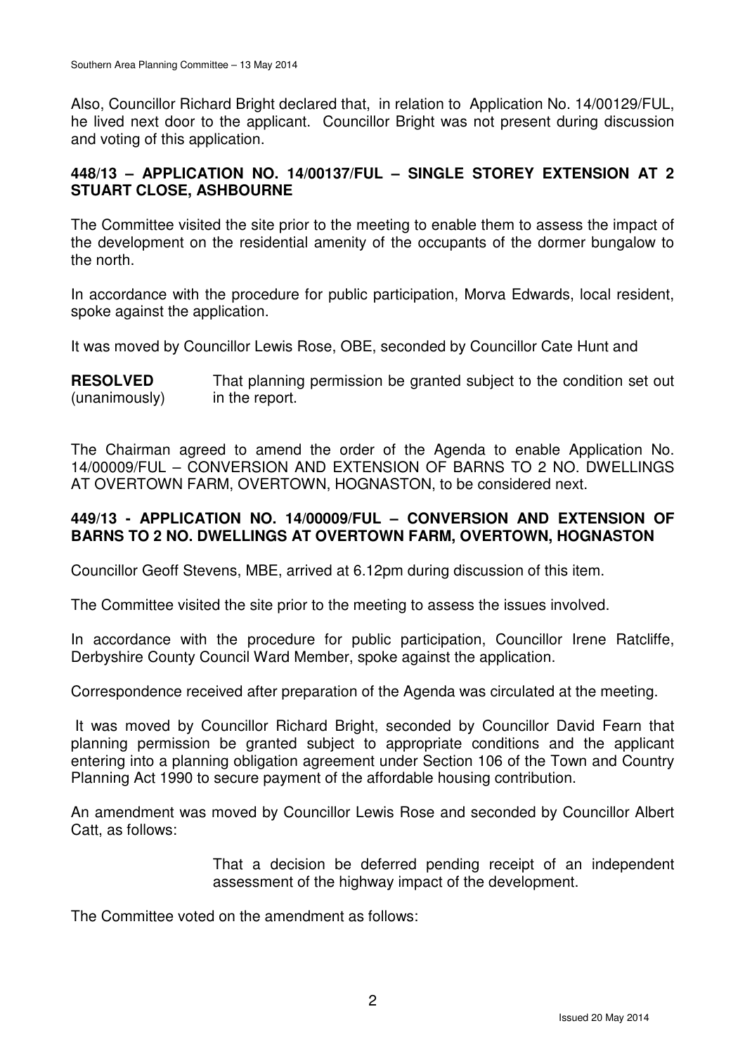Also, Councillor Richard Bright declared that, in relation to Application No. 14/00129/FUL, he lived next door to the applicant. Councillor Bright was not present during discussion and voting of this application.

## 448/13 – APPLICATION NO. 14/00137/FUL – SINGLE STOREY EXTENSION AT 2 STUART CLOSE, ASHBOURNE

The Committee visited the site prior to the meeting to enable them to assess the impact of the development on the residential amenity of the occupants of the dormer bungalow to the north.

In accordance with the procedure for public participation, Morva Edwards, local resident, spoke against the application.

It was moved by Councillor Lewis Rose, OBE, seconded by Councillor Cate Hunt and

**RESOLVED** (unanimously) That planning permission be granted subject to the condition set out in the report.

The Chairman agreed to amend the order of the Agenda to enable Application No. 14/00009/FUL – CONVERSION AND EXTENSION OF BARNS TO 2 NO. DWELLINGS AT OVERTOWN FARM, OVERTOWN, HOGNASTON, to be considered next.

## 449/13 - APPLICATION NO. 14/00009/FUL – CONVERSION AND EXTENSION OF BARNS TO 2 NO. DWELLINGS AT OVERTOWN FARM, OVERTOWN, HOGNASTON

Councillor Geoff Stevens, MBE, arrived at 6.12pm during discussion of this item.

The Committee visited the site prior to the meeting to assess the issues involved.

In accordance with the procedure for public participation, Councillor Irene Ratcliffe, Derbyshire County Council Ward Member, spoke against the application.

Correspondence received after preparation of the Agenda was circulated at the meeting.

It was moved by Councillor Richard Bright, seconded by Councillor David Fearn that planning permission be granted subject to appropriate conditions and the applicant entering into a planning obligation agreement under Section 106 of the Town and Country Planning Act 1990 to secure payment of the affordable housing contribution.

An amendment was moved by Councillor Lewis Rose and seconded by Councillor Albert Catt, as follows:

> That a decision be deferred pending receipt of an independent assessment of the highway impact of the development.

The Committee voted on the amendment as follows: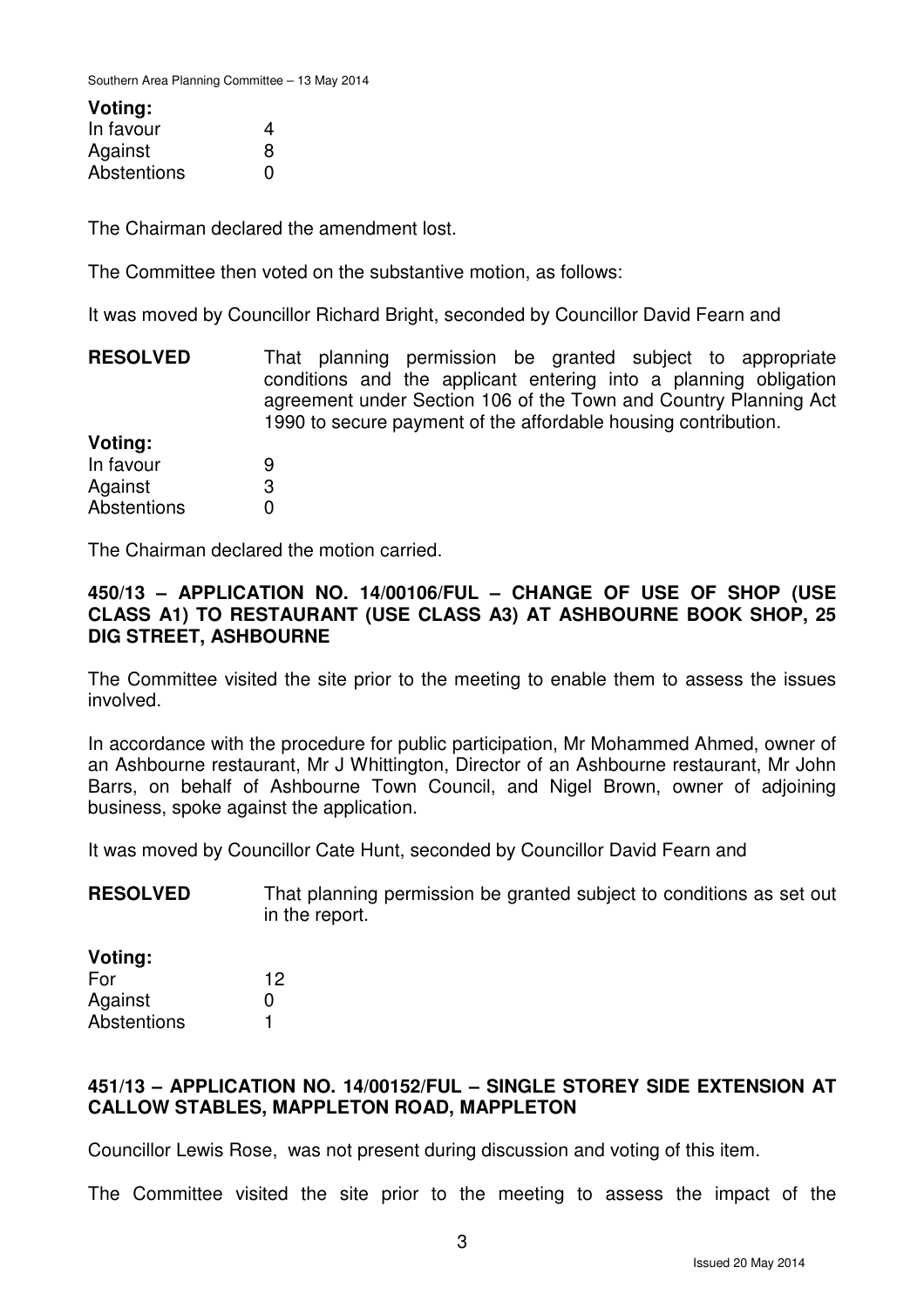**Voting:**

| | |
|---|---|
| In favour | 4 |
| Against | 8 |
| Abstentions | 0 |

The Chairman declared the amendment lost.

The Committee then voted on the substantive motion, as follows:

It was moved by Councillor Richard Bright, seconded by Councillor David Fearn and

**RESOLVED** That planning permission be granted subject to appropriate conditions and the applicant entering into a planning obligation agreement under Section 106 of the Town and Country Planning Act 1990 to secure payment of the affordable housing contribution.

**Voting:**

| | |
|---|---|
| In favour | 9 |
| Against | 3 |
| Abstentions | 0 |

The Chairman declared the motion carried.

**450/13 – APPLICATION NO. 14/00106/FUL – CHANGE OF USE OF SHOP (USE CLASS A1) TO RESTAURANT (USE CLASS A3) AT ASHBOURNE BOOK SHOP, 25 DIG STREET, ASHBOURNE**

The Committee visited the site prior to the meeting to enable them to assess the issues involved.

In accordance with the procedure for public participation, Mr Mohammed Ahmed, owner of an Ashbourne restaurant, Mr J Whittington, Director of an Ashbourne restaurant, Mr John Barrs, on behalf of Ashbourne Town Council, and Nigel Brown, owner of adjoining business, spoke against the application.

It was moved by Councillor Cate Hunt, seconded by Councillor David Fearn and

**RESOLVED** That planning permission be granted subject to conditions as set out in the report.

**Voting:**

| | |
|---|---|
| For | 12 |
| Against | 0 |
| Abstentions | 1 |

**451/13 – APPLICATION NO. 14/00152/FUL – SINGLE STOREY SIDE EXTENSION AT CALLOW STABLES, MAPPLETON ROAD, MAPPLETON**

Councillor Lewis Rose, was not present during discussion and voting of this item.

The Committee visited the site prior to the meeting to assess the impact of the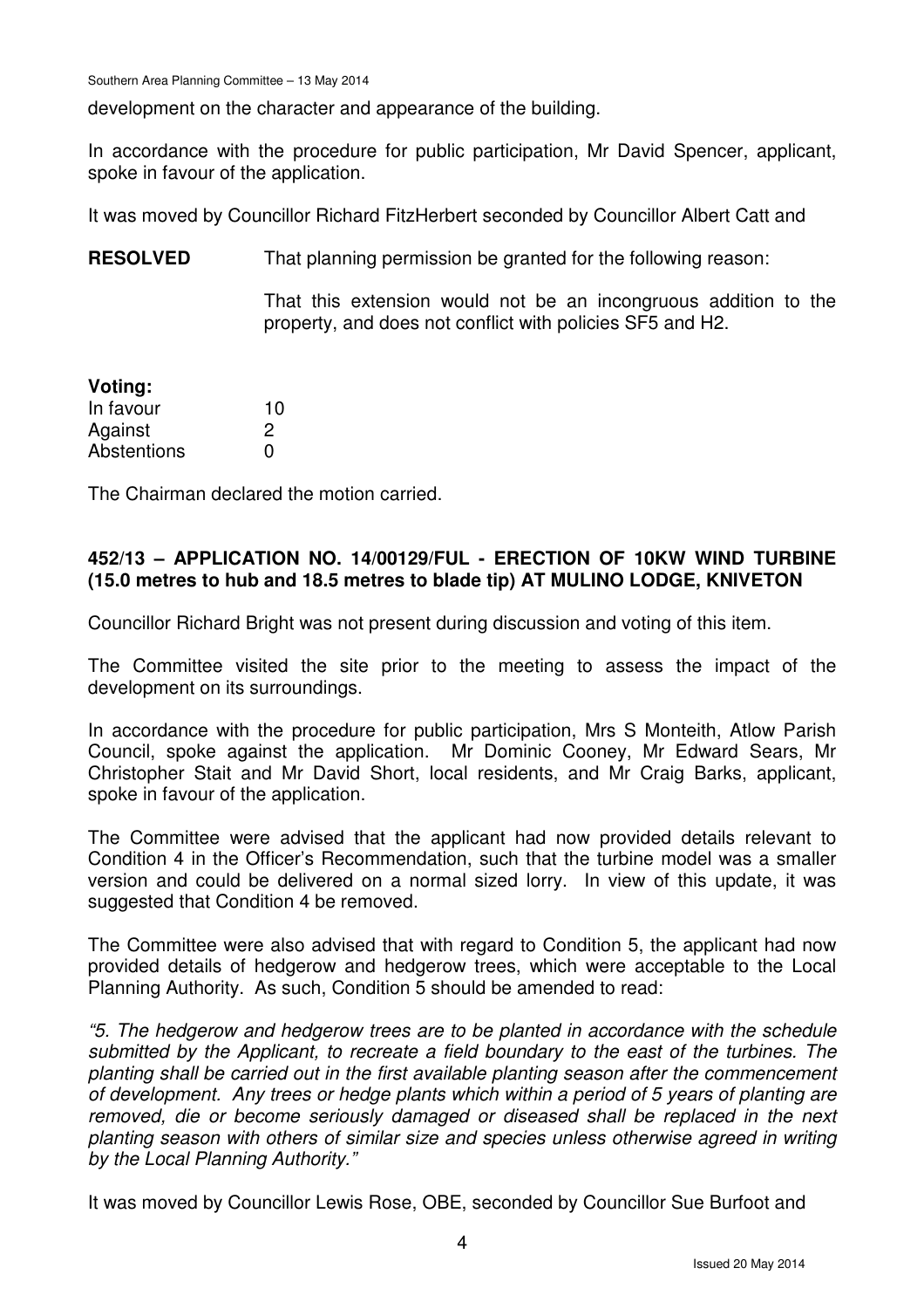development on the character and appearance of the building.

In accordance with the procedure for public participation, Mr David Spencer, applicant, spoke in favour of the application.

It was moved by Councillor Richard FitzHerbert seconded by Councillor Albert Catt and

**RESOLVED** That planning permission be granted for the following reason:

That this extension would not be an incongruous addition to the property, and does not conflict with policies SF5 and H2.

**Voting:**

| | |
|---|---|
| In favour | 10 |
| Against | 2 |
| Abstentions | 0 |

The Chairman declared the motion carried.

## 452/13 – APPLICATION NO. 14/00129/FUL - ERECTION OF 10KW WIND TURBINE (15.0 metres to hub and 18.5 metres to blade tip) AT MULINO LODGE, KNIVETON

Councillor Richard Bright was not present during discussion and voting of this item.

The Committee visited the site prior to the meeting to assess the impact of the development on its surroundings.

In accordance with the procedure for public participation, Mrs S Monteith, Atlow Parish Council, spoke against the application. Mr Dominic Cooney, Mr Edward Sears, Mr Christopher Stait and Mr David Short, local residents, and Mr Craig Barks, applicant, spoke in favour of the application.

The Committee were advised that the applicant had now provided details relevant to Condition 4 in the Officer's Recommendation, such that the turbine model was a smaller version and could be delivered on a normal sized lorry. In view of this update, it was suggested that Condition 4 be removed.

The Committee were also advised that with regard to Condition 5, the applicant had now provided details of hedgerow and hedgerow trees, which were acceptable to the Local Planning Authority. As such, Condition 5 should be amended to read:

*"5. The hedgerow and hedgerow trees are to be planted in accordance with the schedule submitted by the Applicant, to recreate a field boundary to the east of the turbines. The planting shall be carried out in the first available planting season after the commencement of development. Any trees or hedge plants which within a period of 5 years of planting are removed, die or become seriously damaged or diseased shall be replaced in the next planting season with others of similar size and species unless otherwise agreed in writing by the Local Planning Authority."*

It was moved by Councillor Lewis Rose, OBE, seconded by Councillor Sue Burfoot and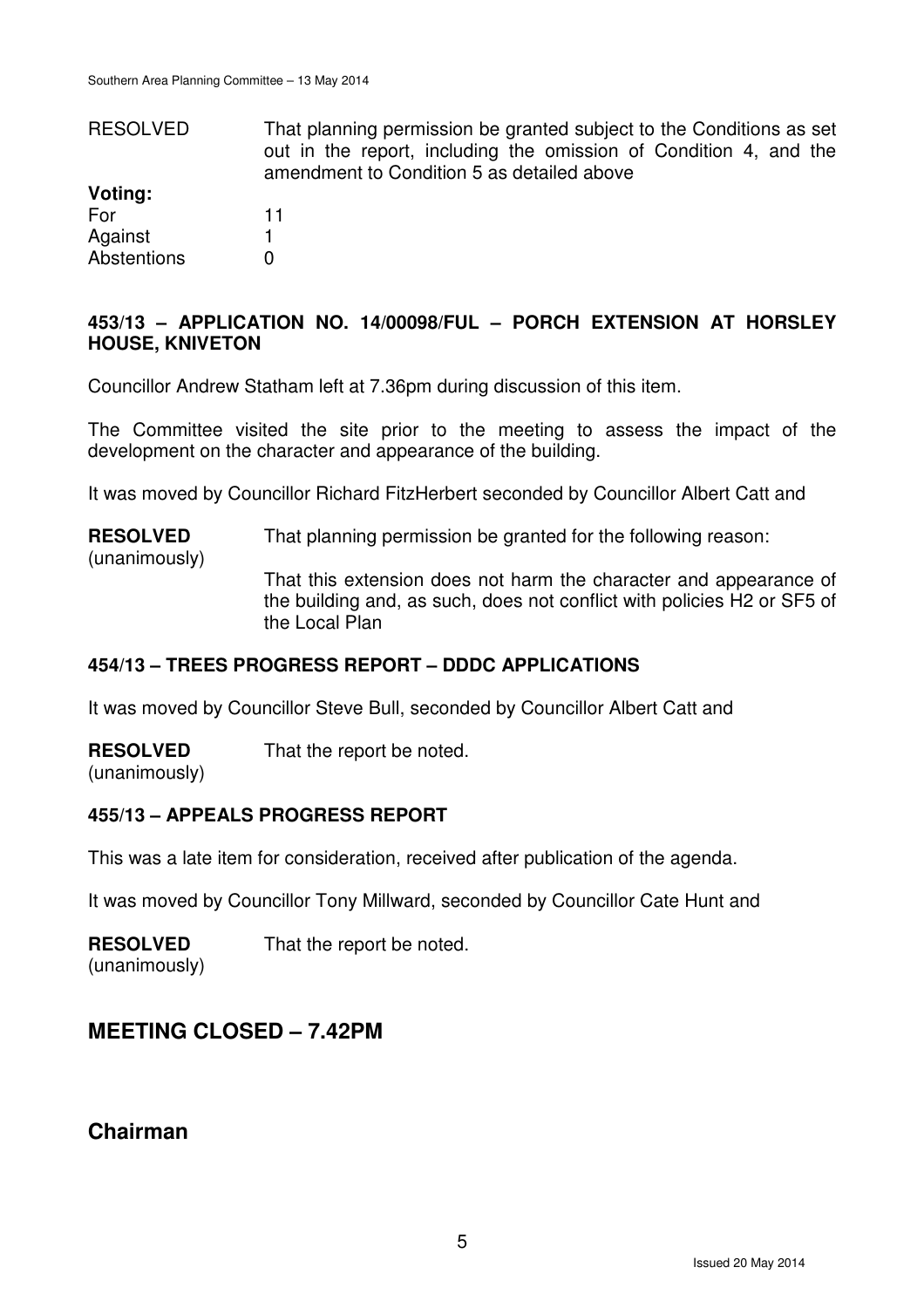| | |
|---|---|
| RESOLVED | That planning permission be granted subject to the Conditions as set out in the report, including the omission of Condition 4, and the amendment to Condition 5 as detailed above |

**Voting:**

| | |
|---|---|
| For | 11 |
| Against | 1 |
| Abstentions | 0 |

### 453/13 – APPLICATION NO. 14/00098/FUL – PORCH EXTENSION AT HORSLEY HOUSE, KNIVETON

Councillor Andrew Statham left at 7.36pm during discussion of this item.

The Committee visited the site prior to the meeting to assess the impact of the development on the character and appearance of the building.

It was moved by Councillor Richard FitzHerbert seconded by Councillor Albert Catt and

**RESOLVED** (unanimously) That planning permission be granted for the following reason:

That this extension does not harm the character and appearance of the building and, as such, does not conflict with policies H2 or SF5 of the Local Plan

### 454/13 – TREES PROGRESS REPORT – DDDC APPLICATIONS

It was moved by Councillor Steve Bull, seconded by Councillor Albert Catt and

**RESOLVED** (unanimously) That the report be noted.

### 455/13 – APPEALS PROGRESS REPORT

This was a late item for consideration, received after publication of the agenda.

It was moved by Councillor Tony Millward, seconded by Councillor Cate Hunt and

**RESOLVED** (unanimously) That the report be noted.

## MEETING CLOSED – 7.42PM

## Chairman

Issued 20 May 2014